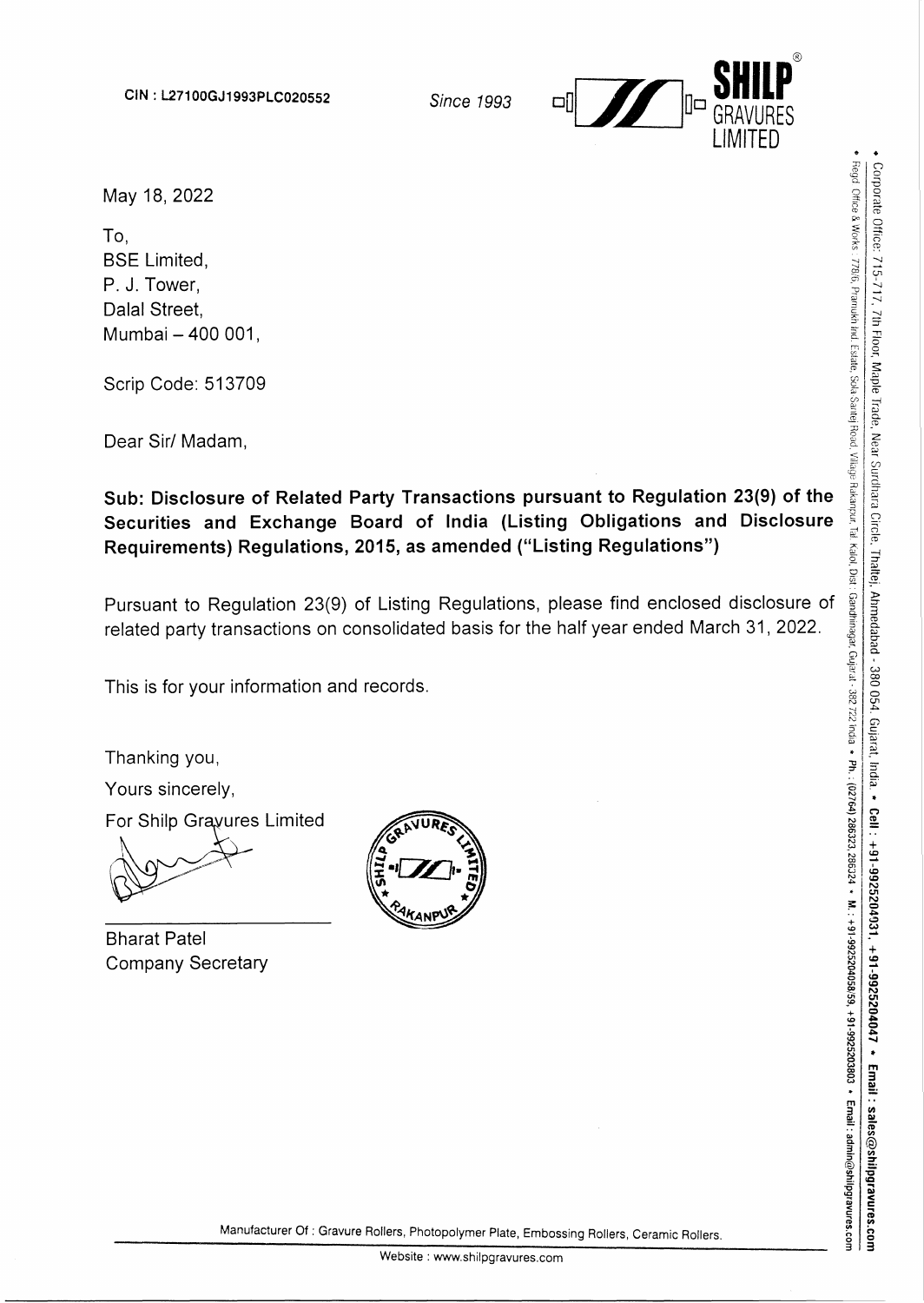CIN : L27100GJ1993PLC020552

*Since 1993*

**SHILP GRAVURES LIMITED**

May 18, 2022

To,
BSE Limited,
P. J. Tower,
Dalal Street,
Mumbai – 400 001,

Scrip Code: 513709

Dear Sir/ Madam,

**Sub: Disclosure of Related Party Transactions pursuant to Regulation 23(9) of the Securities and Exchange Board of India (Listing Obligations and Disclosure Requirements) Regulations, 2015, as amended ("Listing Regulations")**

Pursuant to Regulation 23(9) of Listing Regulations, please find enclosed disclosure of related party transactions on consolidated basis for the half year ended March 31, 2022.

This is for your information and records.

Thanking you,

Yours sincerely,

For Shilp Gravures Limited

Bharat Patel
Company Secretary

- Corporate Office: 715-717, 7th Floor, Maple Trade, Near Surdhara Circle, Thaltej, Ahmedabad - 380 054, Gujarat, India • Cell : +91-9925204931, +91-9925204047 • Email : sales@shilpgravures.com
- Regd Office & Works : 778/6, Pramukh Ind. Estate, Sola-Santej Road, Village Rakanpur, Tal. Kalol, Dist.: Gandhinagar, Gujarat - 382 722 India • Ph. : (02764) 286323, 286324 • M. : +91-9925204058/59, +91-9925203803 • Email : admin@shilpgravures.com

Manufacturer Of : Gravure Rollers, Photopolymer Plate, Embossing Rollers, Ceramic Rollers.

Website : www.shilpgravures.com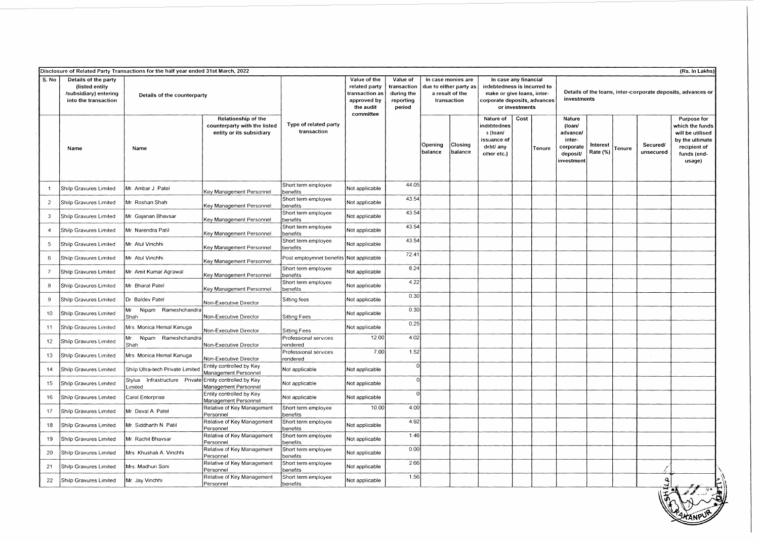| Disclosure of Related Party Transactions for the half year ended 31st March, 2022 | | | | | | | | | | | | | | | | | (Rs. In Lakhs) |
|---|---|---|---|---|---|---|---|---|---|---|---|---|---|---|---|---|---|
| S. No | Details of the party (listed entity /subsidiary) entering into the transaction | Details of the counterparty | | | Value of the related party transaction as approved by the audit committee | Value of transaction during the reporting period | In case monies are due to either party as a result of the transaction | | In case any financial indebtedness is incurred to make or give loans, inter-corporate deposits, advances or investments | | | Details of the loans, inter-corporate deposits, advances or investments | | | | | |
| | Name | Name | Relationship of the counterparty with the listed entity or its subsidiary | Type of related party transaction | | | Opening balance | Closing balance | Nature of indebtedness (loan/ issuance of debt/ any other etc.) | Cost | Tenure | Nature (loan/ advance/ inter-corporate deposit/ investment | Interest Rate (%) | Tenure | Secured/ unsecured | Purpose for which the funds will be utilised by the ultimate recipient of funds (end-usage) | |
| 1 | Shilp Gravures Limited | Mr. Ambar J. Patel | Key Management Personnel | Short term employee benefits | Not applicable | 44.05 | | | | | | | | | | | |
| 2 | Shilp Gravures Limited | Mr. Roshan Shah | Key Management Personnel | Short term employee benefits | Not applicable | 43.54 | | | | | | | | | | | |
| 3 | Shilp Gravures Limited | Mr. Gajanan Bhavsar | Key Management Personnel | Short term employee benefits | Not applicable | 43.54 | | | | | | | | | | | |
| 4 | Shilp Gravures Limited | Mr. Narendra Patil | Key Management Personnel | Short term employee benefits | Not applicable | 43.54 | | | | | | | | | | | |
| 5 | Shilp Gravures Limited | Mr. Atul Vinchhi | Key Management Personnel | Short term employee benefits | Not applicable | 43.54 | | | | | | | | | | | |
| 6 | Shilp Gravures Limited | Mr. Atul Vinchhi | Key Management Personnel | Post employmnet benefits | Not applicable | 72.41 | | | | | | | | | | | |
| 7 | Shilp Gravures Limited | Mr. Amit Kumar Agrawal | Key Management Personnel | Short term employee benefits | Not applicable | 8.24 | | | | | | | | | | | |
| 8 | Shilp Gravures Limited | Mr. Bharat Patel | Key Management Personnel | Short term employee benefits | Not applicable | 4.22 | | | | | | | | | | | |
| 9 | Shilp Gravures Limited | Dr. Baldev Patel | Non-Executive Director | Sitting fees | Not applicable | 0.30 | | | | | | | | | | | |
| 10 | Shilp Gravures Limited | Mr. Nipam Rameshchandra Shah | Non-Executive Director | Sitting Fees | Not applicable | 0.30 | | | | | | | | | | | |
| 11 | Shilp Gravures Limited | Mrs. Monica Hemal Kanuga | Non-Executive Director | Sitting Fees | Not applicable | 0.25 | | | | | | | | | | | |
| 12 | Shilp Gravures Limited | Mr. Nipam Rameshchandra Shah | Non-Executive Director | Professional services rendered | 12.00 | 4.02 | | | | | | | | | | | |
| 13 | Shilp Gravures Limited | Mrs. Monica Hemal Kanuga | Non-Executive Director | Professional services rendered | 7.00 | 1.52 | | | | | | | | | | | |
| 14 | Shilp Gravures Limited | Shilp Ultra-tech Private Limited | Entity controlled by Key Management Personnel | Not applicable | Not applicable | 0 | | | | | | | | | | | |
| 15 | Shilp Gravures Limited | Stylus Infrastructure Private Limited | Entity controlled by Key Management Personnel | Not applicable | Not applicable | 0 | | | | | | | | | | | |
| 16 | Shilp Gravures Limited | Carol Enterprise | Entity controlled by Key Management Personnel | Not applicable | Not applicable | 0 | | | | | | | | | | | |
| 17 | Shilp Gravures Limited | Mr. Deval A. Patel | Relative of Key Management Personnel | Short term employee benefits | 10.00 | 4.00 | | | | | | | | | | | |
| 18 | Shilp Gravures Limited | Mr. Siddharth N. Patil | Relative of Key Management Personnel | Short term employee benefits | Not applicable | 4.92 | | | | | | | | | | | |
| 19 | Shilp Gravures Limited | Mr. Rachit Bhavsar | Relative of Key Management Personnel | Short term employee benefits | Not applicable | 1.46 | | | | | | | | | | | |
| 20 | Shilp Gravures Limited | Mrs. Khushali A. Vinchhi | Relative of Key Management Personnel | Short term employee benefits | Not applicable | 0.00 | | | | | | | | | | | |
| 21 | Shilp Gravures Limited | Mrs. Madhuri Soni | Relative of Key Management Personnel | Short term employee benefits | Not applicable | 2.66 | | | | | | | | | | | |
| 22 | Shilp Gravures Limited | Mr. Jay Vinchhi | Relative of Key Management Personnel | Short term employee benefits | Not applicable | 1.56 | | | | | | | | | | | |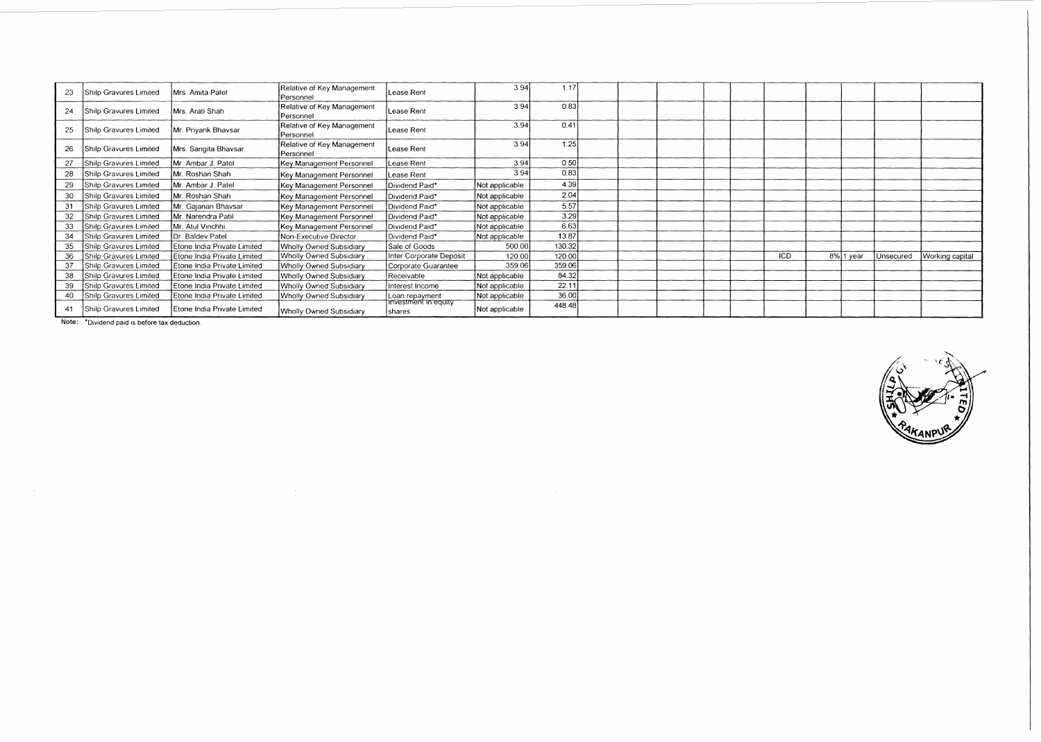| | | | | | | | | | | | | | | | | |
|---|---|---|---|---|---|---|---|---|---|---|---|---|---|---|---|---|
| 23 | Shilp Gravures Limited | Mrs. Amita Patel | Relative of Key Management Personnel | Lease Rent | 3.94 | 1.17 | | | | | | | | | | |
| 24 | Shilp Gravures Limited | Mrs. Arati Shah | Relative of Key Management Personnel | Lease Rent | 3.94 | 0.83 | | | | | | | | | | |
| 25 | Shilp Gravures Limited | Mr. Priyank Bhavsar | Relative of Key Management Personnel | Lease Rent | 3.94 | 0.41 | | | | | | | | | | |
| 26 | Shilp Gravures Limited | Mrs. Sangita Bhavsar | Relative of Key Management Personnel | Lease Rent | 3.94 | 1.25 | | | | | | | | | | |
| 27 | Shilp Gravures Limited | Mr. Ambar J. Patel | Key Management Personnel | Lease Rent | 3.94 | 0.50 | | | | | | | | | | |
| 28 | Shilp Gravures Limited | Mr. Roshan Shah | Key Management Personnel | Lease Rent | 3.94 | 0.83 | | | | | | | | | | |
| 29 | Shilp Gravures Limited | Mr. Ambar J. Patel | Key Management Personnel | Dividend Paid* | Not applicable | 4.39 | | | | | | | | | | |
| 30 | Shilp Gravures Limited | Mr. Roshan Shah | Key Management Personnel | Dividend Paid* | Not applicable | 2.04 | | | | | | | | | | |
| 31 | Shilp Gravures Limited | Mr. Gajanan Bhavsar | Key Management Personnel | Dividend Paid* | Not applicable | 5.57 | | | | | | | | | | |
| 32 | Shilp Gravures Limited | Mr. Narendra Patil | Key Management Personnel | Dividend Paid* | Not applicable | 3.29 | | | | | | | | | | |
| 33 | Shilp Gravures Limited | Mr. Atul Vinchhi | Key Management Personnel | Dividend Paid* | Not applicable | 6.63 | | | | | | | | | | |
| 34 | Shilp Gravures Limited | Dr. Baldev Patel | Non-Executive Director | Dividend Paid* | Not applicable | 13.87 | | | | | | | | | | |
| 35 | Shilp Gravures Limited | Etone India Private Limited | Wholly Owned Subsidiary | Sale of Goods | 500.00 | 130.32 | | | | | | | | | | |
| 36 | Shilp Gravures Limited | Etone India Private Limited | Wholly Owned Subsidiary | Inter Corporate Deposit | 120.00 | 120.00 | | | | | | ICD | 8% | 1 year | Unsecured | Working capital |
| 37 | Shilp Gravures Limited | Etone India Private Limited | Wholly Owned Subsidiary | Corporate Guarantee | 359.06 | 359.06 | | | | | | | | | | |
| 38 | Shilp Gravures Limited | Etone India Private Limited | Wholly Owned Subsidiary | Receivable | Not applicable | 84.32 | | | | | | | | | | |
| 39 | Shilp Gravures Limited | Etone India Private Limited | Wholly Owned Subsidiary | Interest Income | Not applicable | 22.11 | | | | | | | | | | |
| 40 | Shilp Gravures Limited | Etone India Private Limited | Wholly Owned Subsidiary | Loan repayment | Not applicable | 36.00 | | | | | | | | | | |
| 41 | Shilp Gravures Limited | Etone India Private Limited | Wholly Owned Subsidiary | Investment in equity shares | Not applicable | 448.48 | | | | | | | | | | |

Note: *Dividend paid is before tax deduction.